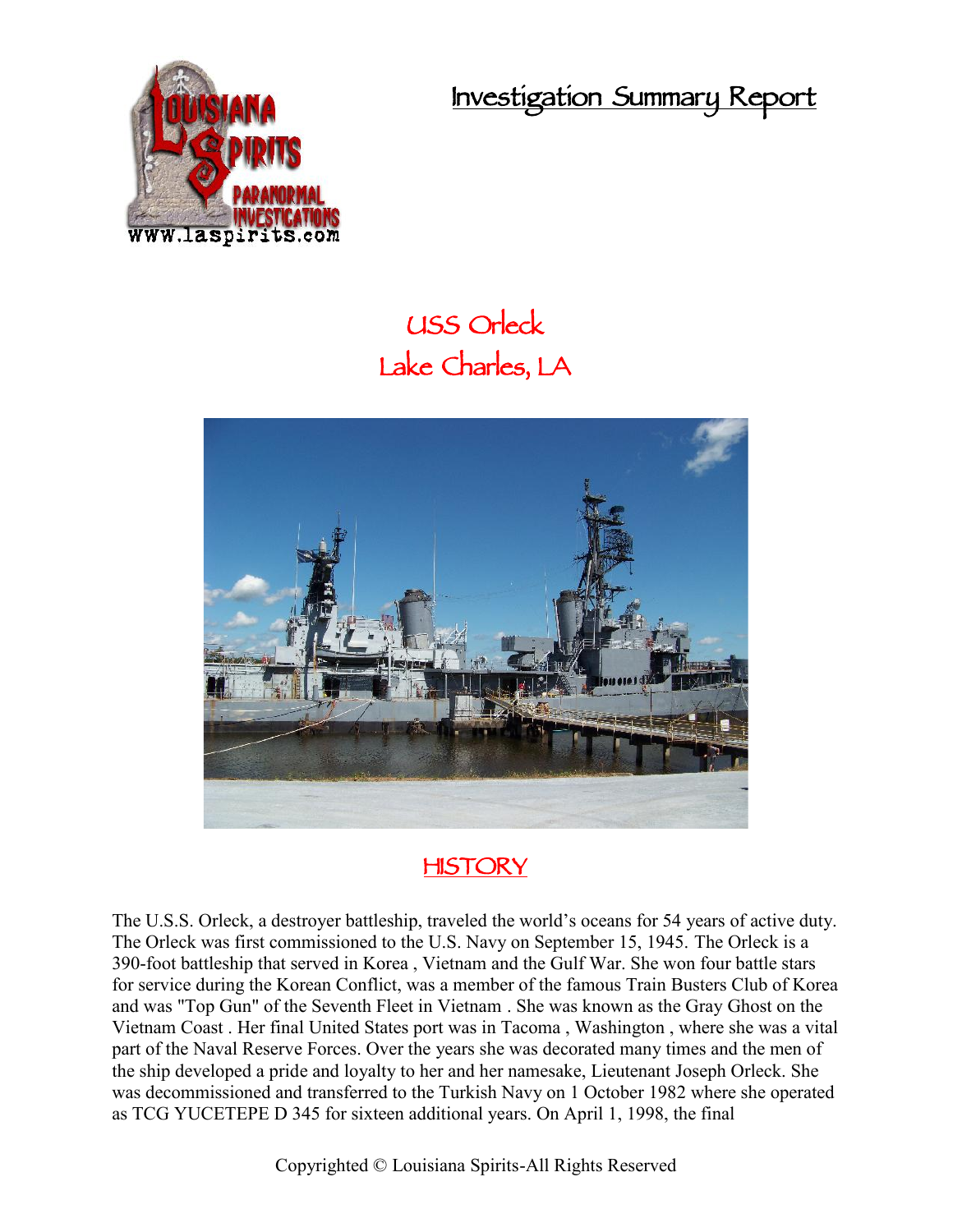# Investigation Summary Report

## USS Orleck
## Lake Charles, LA

## HISTORY

The U.S.S. Orleck, a destroyer battleship, traveled the world's oceans for 54 years of active duty. The Orleck was first commissioned to the U.S. Navy on September 15, 1945. The Orleck is a 390-foot battleship that served in Korea , Vietnam and the Gulf War. She won four battle stars for service during the Korean Conflict, was a member of the famous Train Busters Club of Korea and was "Top Gun" of the Seventh Fleet in Vietnam . She was known as the Gray Ghost on the Vietnam Coast . Her final United States port was in Tacoma , Washington , where she was a vital part of the Naval Reserve Forces. Over the years she was decorated many times and the men of the ship developed a pride and loyalty to her and her namesake, Lieutenant Joseph Orleck. She was decommissioned and transferred to the Turkish Navy on 1 October 1982 where she operated as TCG YUCETEPE D 345 for sixteen additional years. On April 1, 1998, the final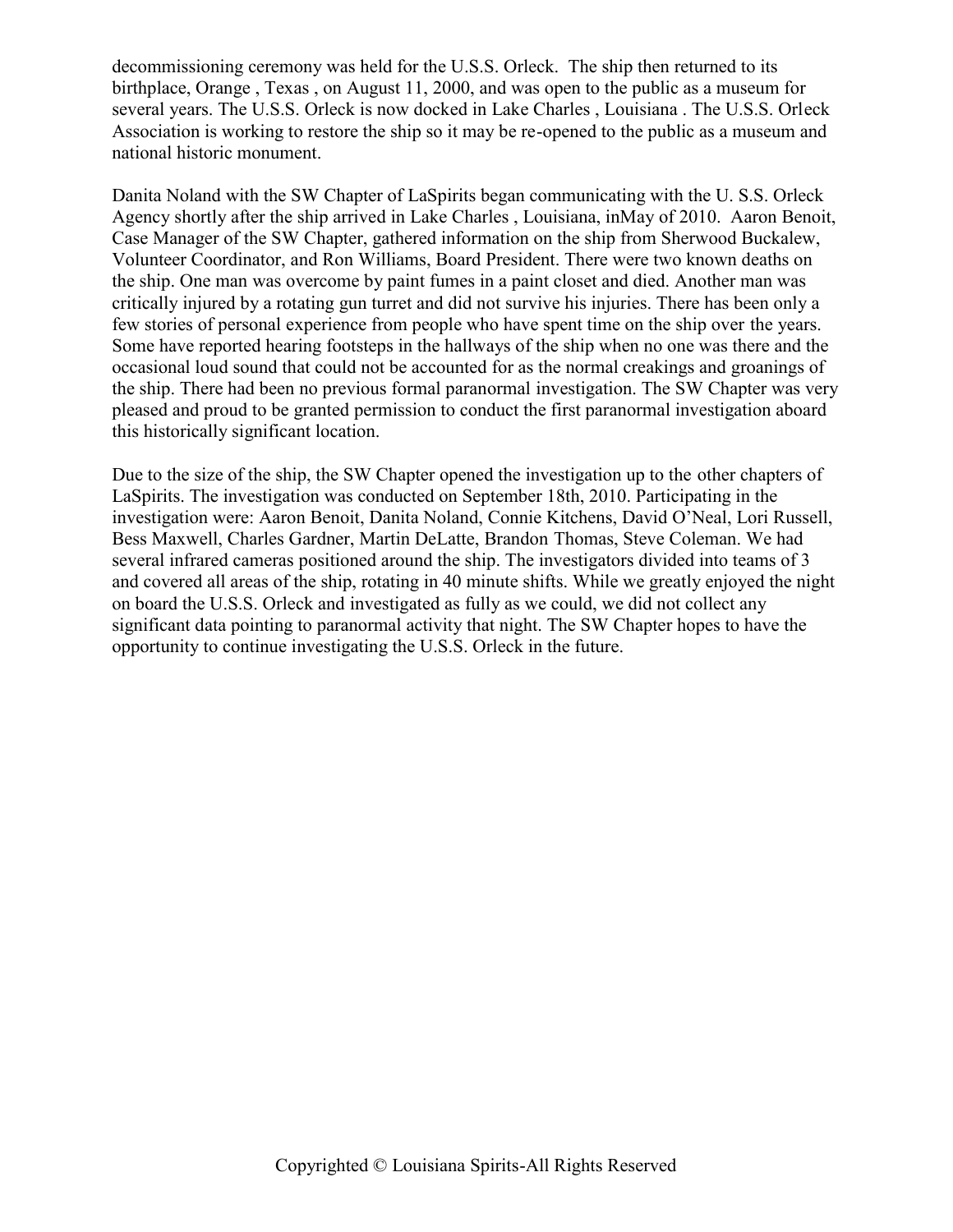decommissioning ceremony was held for the U.S.S. Orleck. The ship then returned to its birthplace, Orange , Texas , on August 11, 2000, and was open to the public as a museum for several years. The U.S.S. Orleck is now docked in Lake Charles , Louisiana . The U.S.S. Orleck Association is working to restore the ship so it may be re-opened to the public as a museum and national historic monument.

Danita Noland with the SW Chapter of LaSpirits began communicating with the U. S.S. Orleck Agency shortly after the ship arrived in Lake Charles , Louisiana, inMay of 2010. Aaron Benoit, Case Manager of the SW Chapter, gathered information on the ship from Sherwood Buckalew, Volunteer Coordinator, and Ron Williams, Board President. There were two known deaths on the ship. One man was overcome by paint fumes in a paint closet and died. Another man was critically injured by a rotating gun turret and did not survive his injuries. There has been only a few stories of personal experience from people who have spent time on the ship over the years. Some have reported hearing footsteps in the hallways of the ship when no one was there and the occasional loud sound that could not be accounted for as the normal creakings and groanings of the ship. There had been no previous formal paranormal investigation. The SW Chapter was very pleased and proud to be granted permission to conduct the first paranormal investigation aboard this historically significant location.

Due to the size of the ship, the SW Chapter opened the investigation up to the other chapters of LaSpirits. The investigation was conducted on September 18th, 2010. Participating in the investigation were: Aaron Benoit, Danita Noland, Connie Kitchens, David O'Neal, Lori Russell, Bess Maxwell, Charles Gardner, Martin DeLatte, Brandon Thomas, Steve Coleman. We had several infrared cameras positioned around the ship. The investigators divided into teams of 3 and covered all areas of the ship, rotating in 40 minute shifts. While we greatly enjoyed the night on board the U.S.S. Orleck and investigated as fully as we could, we did not collect any significant data pointing to paranormal activity that night. The SW Chapter hopes to have the opportunity to continue investigating the U.S.S. Orleck in the future.

Copyrighted © Louisiana Spirits-All Rights Reserved